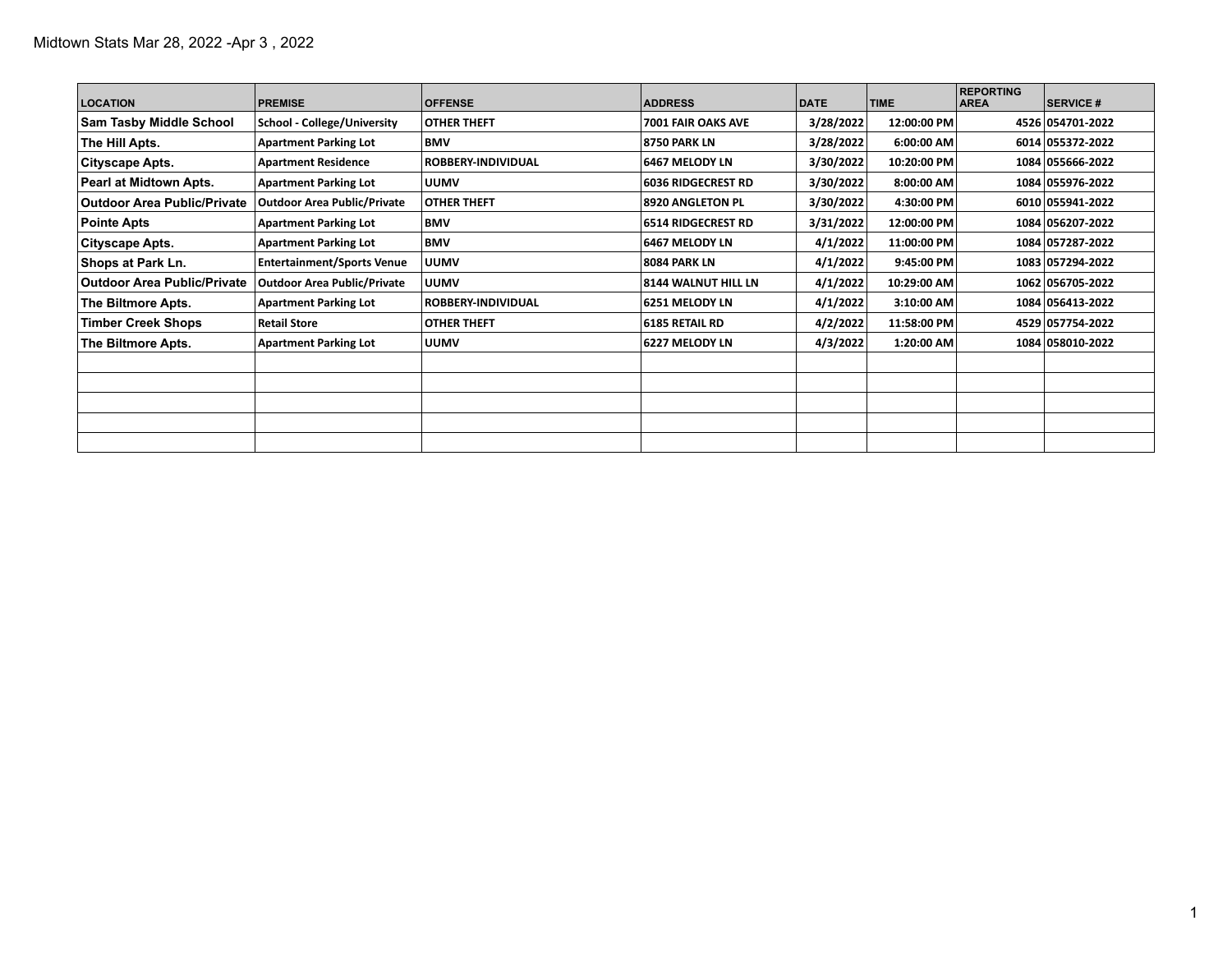Midtown Stats Mar 28, 2022 -Apr 3 , 2022

| LOCATION | PREMISE | OFFENSE | ADDRESS | DATE | TIME | REPORTING AREA | SERVICE # |
|---|---|---|---|---|---|---|---|
| Sam Tasby Middle School | School - College/University | OTHER THEFT | 7001 FAIR OAKS AVE | 3/28/2022 | 12:00:00 PM | 4526 | 054701-2022 |
| The Hill Apts. | Apartment Parking Lot | BMV | 8750 PARK LN | 3/28/2022 | 6:00:00 AM | 6014 | 055372-2022 |
| Cityscape Apts. | Apartment Residence | ROBBERY-INDIVIDUAL | 6467 MELODY LN | 3/30/2022 | 10:20:00 PM | 1084 | 055666-2022 |
| Pearl at Midtown Apts. | Apartment Parking Lot | UUMV | 6036 RIDGECREST RD | 3/30/2022 | 8:00:00 AM | 1084 | 055976-2022 |
| Outdoor Area Public/Private | Outdoor Area Public/Private | OTHER THEFT | 8920 ANGLETON PL | 3/30/2022 | 4:30:00 PM | 6010 | 055941-2022 |
| Pointe Apts | Apartment Parking Lot | BMV | 6514 RIDGECREST RD | 3/31/2022 | 12:00:00 PM | 1084 | 056207-2022 |
| Cityscape Apts. | Apartment Parking Lot | BMV | 6467 MELODY LN | 4/1/2022 | 11:00:00 PM | 1084 | 057287-2022 |
| Shops at Park Ln. | Entertainment/Sports Venue | UUMV | 8084 PARK LN | 4/1/2022 | 9:45:00 PM | 1083 | 057294-2022 |
| Outdoor Area Public/Private | Outdoor Area Public/Private | UUMV | 8144 WALNUT HILL LN | 4/1/2022 | 10:29:00 AM | 1062 | 056705-2022 |
| The Biltmore Apts. | Apartment Parking Lot | ROBBERY-INDIVIDUAL | 6251 MELODY LN | 4/1/2022 | 3:10:00 AM | 1084 | 056413-2022 |
| Timber Creek Shops | Retail Store | OTHER THEFT | 6185 RETAIL RD | 4/2/2022 | 11:58:00 PM | 4529 | 057754-2022 |
| The Biltmore Apts. | Apartment Parking Lot | UUMV | 6227 MELODY LN | 4/3/2022 | 1:20:00 AM | 1084 | 058010-2022 |
| | | | | | | | |
| | | | | | | | |
| | | | | | | | |
| | | | | | | | |
| | | | | | | | |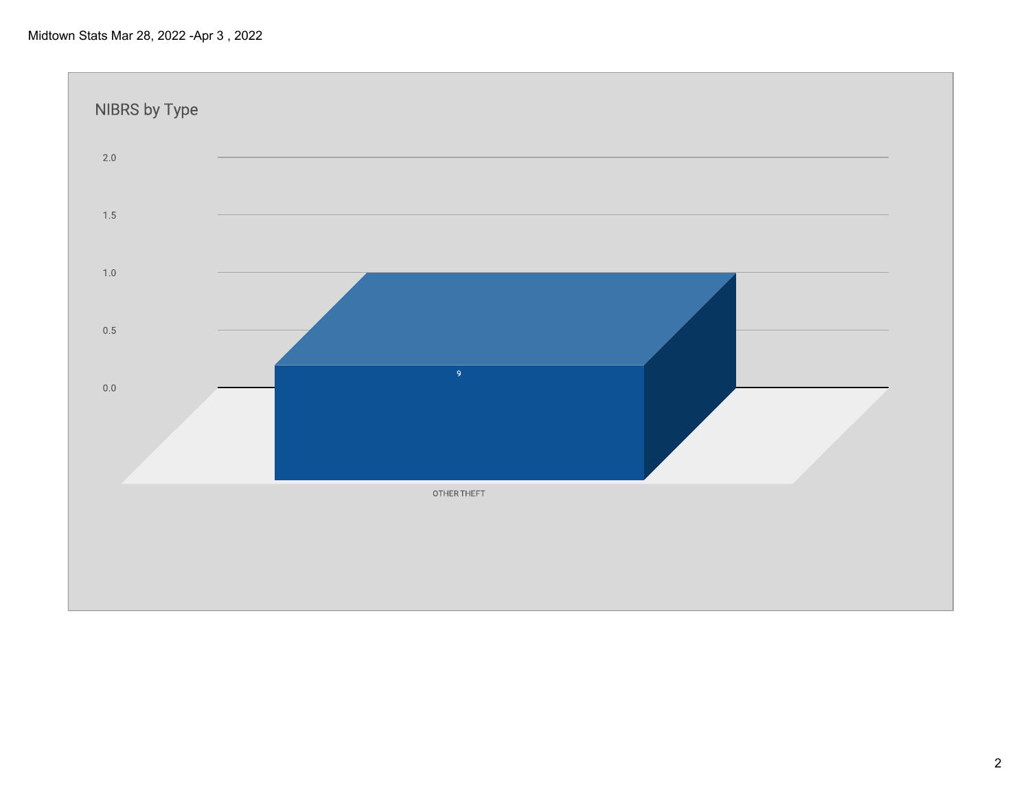Midtown Stats Mar 28, 2022 -Apr 3 , 2022

## NIBRS by Type

| Type | Count |
| --- | --- |
| OTHER THEFT | 9 |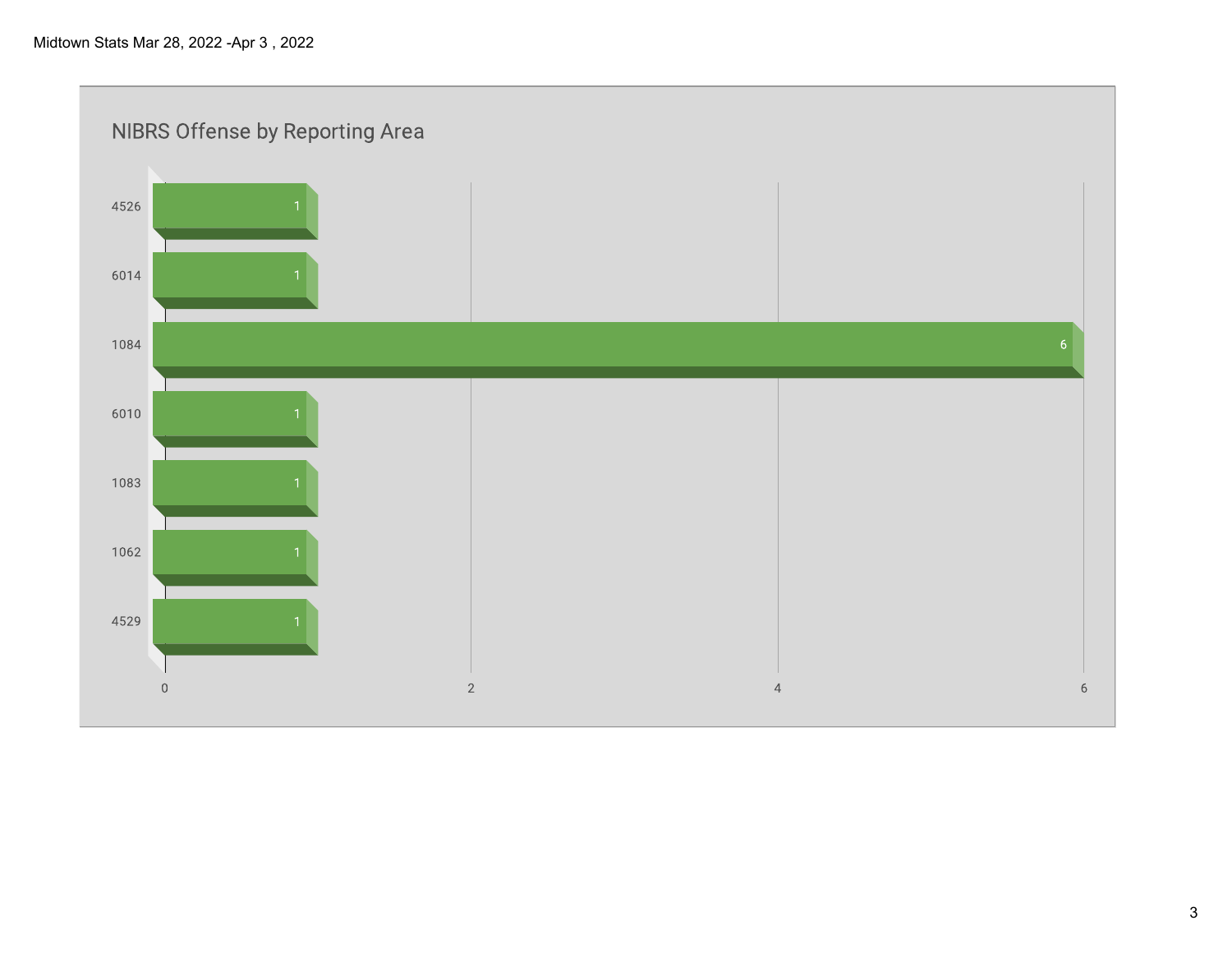Midtown Stats Mar 28, 2022 -Apr 3 , 2022

## NIBRS Offense by Reporting Area

| Reporting Area | Count |
| --- | --- |
| 4526 | 1 |
| 6014 | 1 |
| 1084 | 6 |
| 6010 | 1 |
| 1083 | 1 |
| 1062 | 1 |
| 4529 | 1 |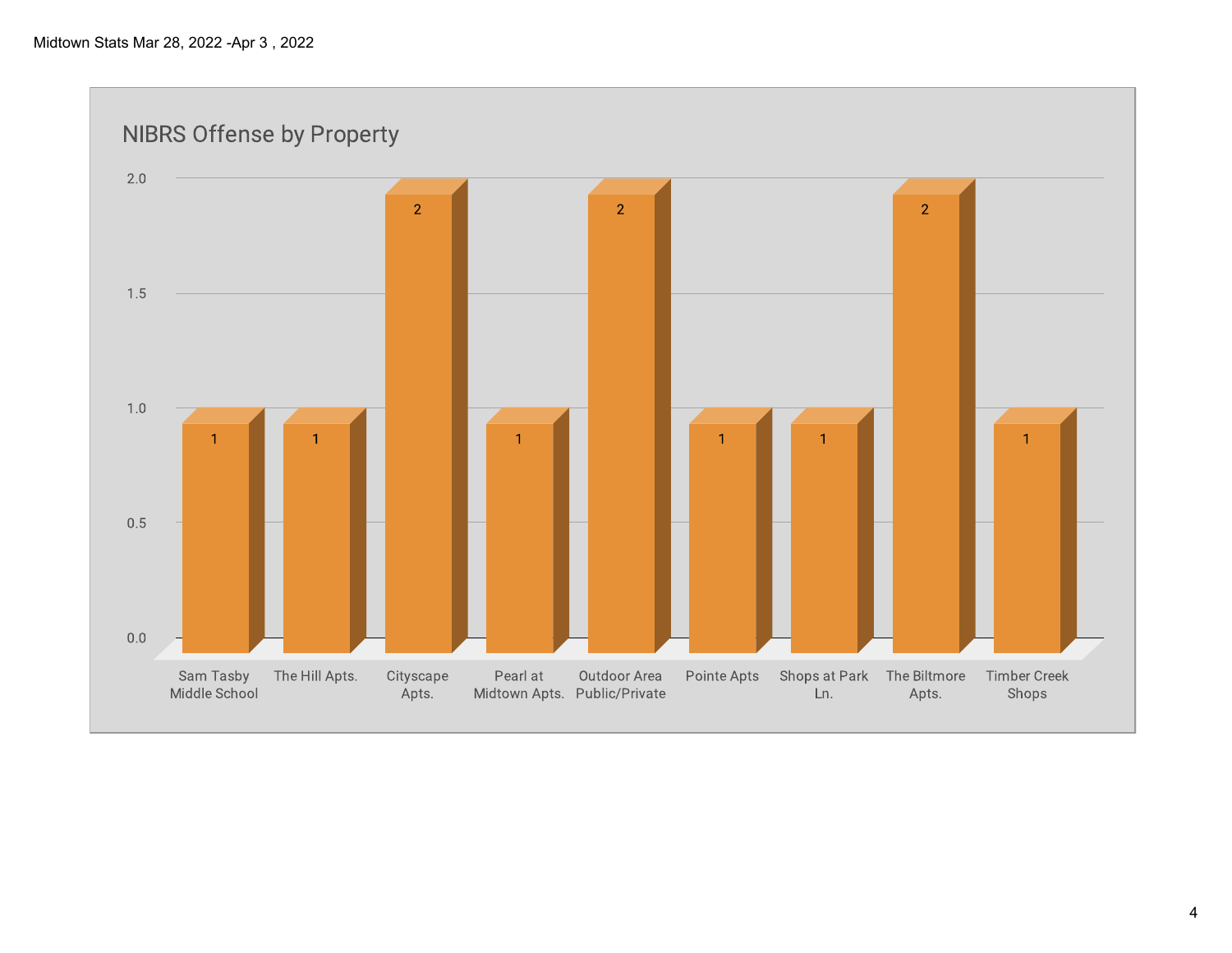Midtown Stats Mar 28, 2022 -Apr 3 , 2022

## NIBRS Offense by Property

| Property | Count |
|---|---|
| Sam Tasby Middle School | 1 |
| The Hill Apts. | 1 |
| Cityscape Apts. | 2 |
| Pearl at Midtown Apts. | 1 |
| Outdoor Area Public/Private | 2 |
| Pointe Apts | 1 |
| Shops at Park Ln. | 1 |
| The Biltmore Apts. | 2 |
| Timber Creek Shops | 1 |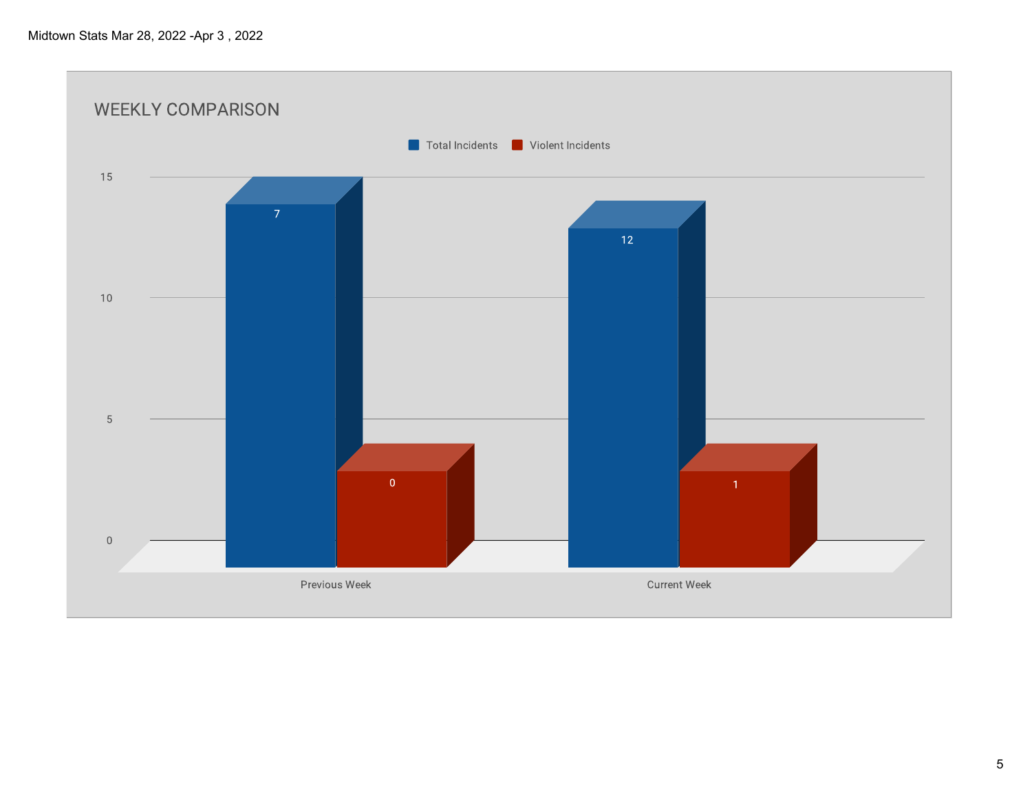Midtown Stats Mar 28, 2022 -Apr 3 , 2022

WEEKLY COMPARISON

Total Incidents
Violent Incidents

15
10
5
0

7
0
12
1

Previous Week
Current Week